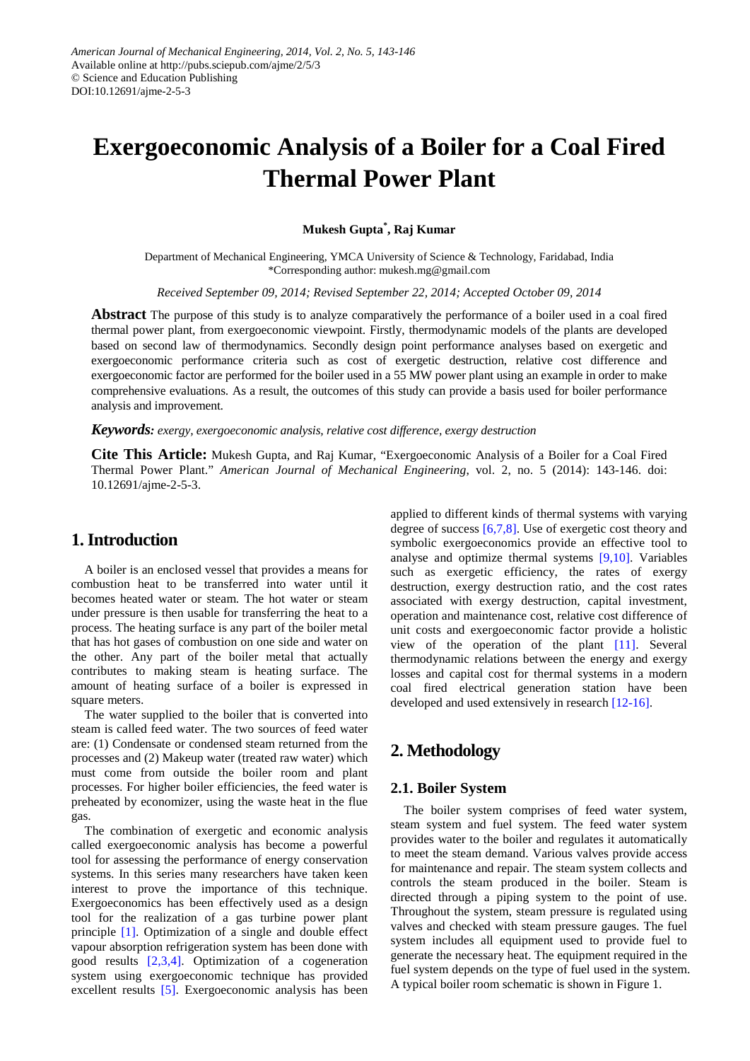American Journal of Mechanical Engineering, 2014, Vol. 2, No. 5, 143-146
Available online at http://pubs.sciepub.com/ajme/2/5/3
© Science and Education Publishing
DOI:10.12691/ajme-2-5-3

# Exergoeconomic Analysis of a Boiler for a Coal Fired Thermal Power Plant

**Mukesh Gupta*, Raj Kumar**

Department of Mechanical Engineering, YMCA University of Science & Technology, Faridabad, India
*Corresponding author: mukesh.mg@gmail.com

*Received September 09, 2014; Revised September 22, 2014; Accepted October 09, 2014*

**Abstract** The purpose of this study is to analyze comparatively the performance of a boiler used in a coal fired thermal power plant, from exergoeconomic viewpoint. Firstly, thermodynamic models of the plants are developed based on second law of thermodynamics. Secondly design point performance analyses based on exergetic and exergoeconomic performance criteria such as cost of exergetic destruction, relative cost difference and exergoeconomic factor are performed for the boiler used in a 55 MW power plant using an example in order to make comprehensive evaluations. As a result, the outcomes of this study can provide a basis used for boiler performance analysis and improvement.

***Keywords:*** *exergy, exergoeconomic analysis, relative cost difference, exergy destruction*

**Cite This Article:** Mukesh Gupta, and Raj Kumar, "Exergoeconomic Analysis of a Boiler for a Coal Fired Thermal Power Plant." *American Journal of Mechanical Engineering*, vol. 2, no. 5 (2014): 143-146. doi: 10.12691/ajme-2-5-3.

## 1. Introduction

A boiler is an enclosed vessel that provides a means for combustion heat to be transferred into water until it becomes heated water or steam. The hot water or steam under pressure is then usable for transferring the heat to a process. The heating surface is any part of the boiler metal that has hot gases of combustion on one side and water on the other. Any part of the boiler metal that actually contributes to making steam is heating surface. The amount of heating surface of a boiler is expressed in square meters.

The water supplied to the boiler that is converted into steam is called feed water. The two sources of feed water are: (1) Condensate or condensed steam returned from the processes and (2) Makeup water (treated raw water) which must come from outside the boiler room and plant processes. For higher boiler efficiencies, the feed water is preheated by economizer, using the waste heat in the flue gas.

The combination of exergetic and economic analysis called exergoeconomic analysis has become a powerful tool for assessing the performance of energy conservation systems. In this series many researchers have taken keen interest to prove the importance of this technique. Exergoeconomics has been effectively used as a design tool for the realization of a gas turbine power plant principle [1]. Optimization of a single and double effect vapour absorption refrigeration system has been done with good results [2,3,4]. Optimization of a cogeneration system using exergoeconomic technique has provided excellent results [5]. Exergoeconomic analysis has been applied to different kinds of thermal systems with varying degree of success [6,7,8]. Use of exergetic cost theory and symbolic exergoeconomics provide an effective tool to analyse and optimize thermal systems [9,10]. Variables such as exergetic efficiency, the rates of exergy destruction, exergy destruction ratio, and the cost rates associated with exergy destruction, capital investment, operation and maintenance cost, relative cost difference of unit costs and exergoeconomic factor provide a holistic view of the operation of the plant [11]. Several thermodynamic relations between the energy and exergy losses and capital cost for thermal systems in a modern coal fired electrical generation station have been developed and used extensively in research [12-16].

## 2. Methodology

### 2.1. Boiler System

The boiler system comprises of feed water system, steam system and fuel system. The feed water system provides water to the boiler and regulates it automatically to meet the steam demand. Various valves provide access for maintenance and repair. The steam system collects and controls the steam produced in the boiler. Steam is directed through a piping system to the point of use. Throughout the system, steam pressure is regulated using valves and checked with steam pressure gauges. The fuel system includes all equipment used to provide fuel to generate the necessary heat. The equipment required in the fuel system depends on the type of fuel used in the system. A typical boiler room schematic is shown in Figure 1.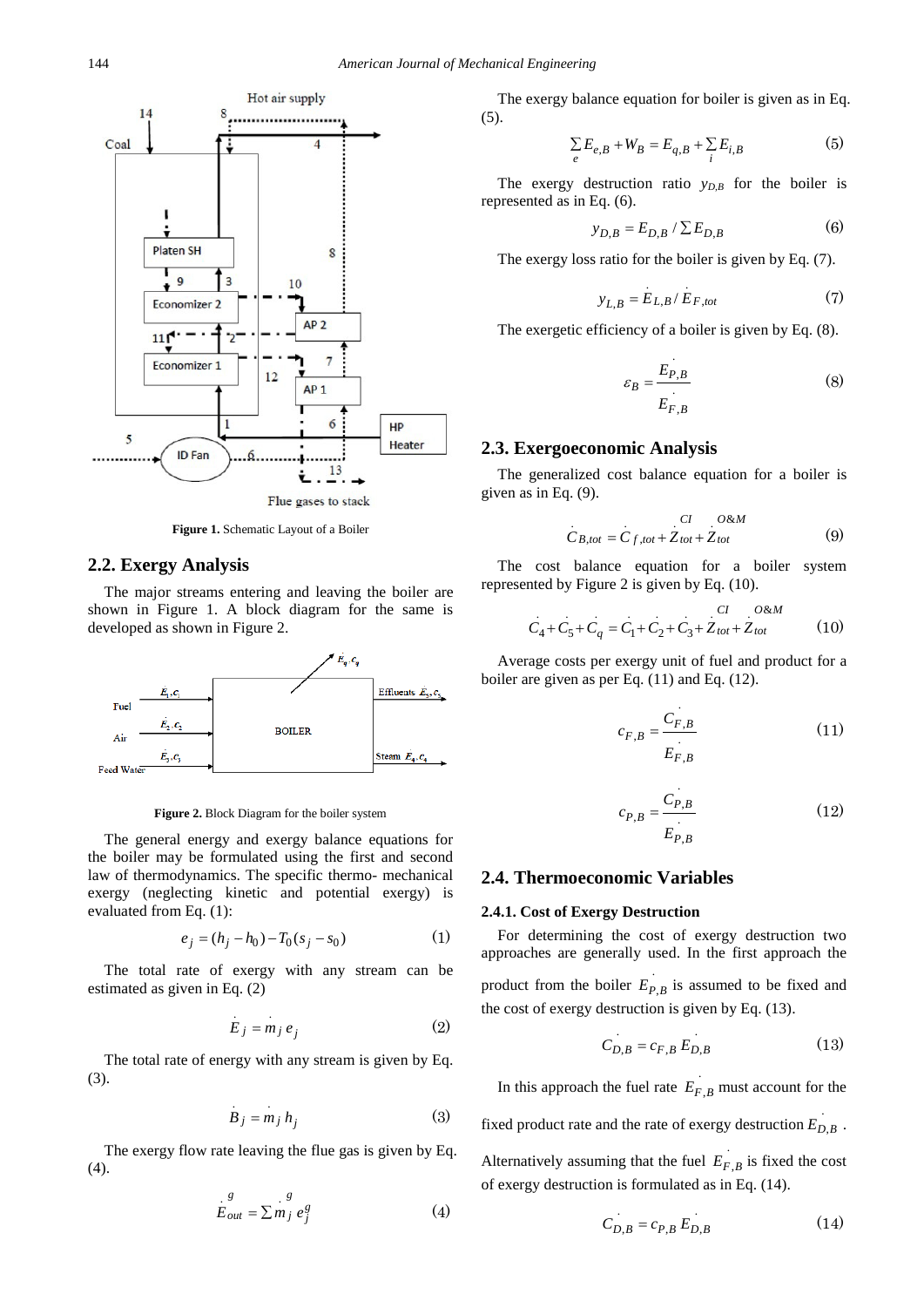Figure 1. Schematic Layout of a Boiler

## 2.2. Exergy Analysis

The major streams entering and leaving the boiler are shown in Figure 1. A block diagram for the same is developed as shown in Figure 2.

Figure 2. Block Diagram for the boiler system

The general energy and exergy balance equations for the boiler may be formulated using the first and second law of thermodynamics. The specific thermo- mechanical exergy (neglecting kinetic and potential exergy) is evaluated from Eq. (1):

$$e_j = (h_j - h_0) - T_0(s_j - s_0) \tag{1}$$

The total rate of exergy with any stream can be estimated as given in Eq. (2)

$$\dot{E}_j = \dot{m}_j e_j \tag{2}$$

The total rate of energy with any stream is given by Eq. (3).

$$\dot{B}_j = \dot{m}_j h_j \tag{3}$$

The exergy flow rate leaving the flue gas is given by Eq. (4).

$$\dot{E}_{out}^{g} = \sum \dot{m}_j^{g} e_j^{g} \tag{4}$$

The exergy balance equation for boiler is given as in Eq. (5).

$$\sum_e E_{e,B} + W_B = E_{q,B} + \sum_i E_{i,B} \tag{5}$$

The exergy destruction ratio $y_{D,B}$ for the boiler is represented as in Eq. (6).

$$y_{D,B} = E_{D,B} / \sum E_{D,B} \tag{6}$$

The exergy loss ratio for the boiler is given by Eq. (7).

$$y_{L,B} = \dot{E}_{L,B} / \dot{E}_{F,tot} \tag{7}$$

The exergetic efficiency of a boiler is given by Eq. (8).

$$\varepsilon_B = \frac{\dot{E}_{P,B}}{\dot{E}_{F,B}} \tag{8}$$

## 2.3. Exergoeconomic Analysis

The generalized cost balance equation for a boiler is given as in Eq. (9).

$$\dot{C}_{B,tot} = \dot{C}_{f,tot} + \dot{Z}_{tot}^{CI} + \dot{Z}_{tot}^{O\&M} \tag{9}$$

The cost balance equation for a boiler system represented by Figure 2 is given by Eq. (10).

$$\dot{C}_4 + \dot{C}_5 + \dot{C}_q = \dot{C}_1 + \dot{C}_2 + \dot{C}_3 + \dot{Z}_{tot}^{CI} + \dot{Z}_{tot}^{O\&M} \tag{10}$$

Average costs per exergy unit of fuel and product for a boiler are given as per Eq. (11) and Eq. (12).

$$c_{F,B} = \frac{\dot{C}_{F,B}}{\dot{E}_{F,B}} \tag{11}$$

$$c_{P,B} = \frac{\dot{C}_{P,B}}{\dot{E}_{P,B}} \tag{12}$$

## 2.4. Thermoeconomic Variables

### 2.4.1. Cost of Exergy Destruction

For determining the cost of exergy destruction two approaches are generally used. In the first approach the product from the boiler $\dot{E}_{P,B}$ is assumed to be fixed and the cost of exergy destruction is given by Eq. (13).

$$\dot{C}_{D,B} = c_{F,B} \dot{E}_{D,B} \tag{13}$$

In this approach the fuel rate $\dot{E}_{F,B}$ must account for the fixed product rate and the rate of exergy destruction $\dot{E}_{D,B}$. Alternatively assuming that the fuel $\dot{E}_{F,B}$ is fixed the cost of exergy destruction is formulated as in Eq. (14).

$$\dot{C}_{D,B} = c_{P,B} \dot{E}_{D,B} \tag{14}$$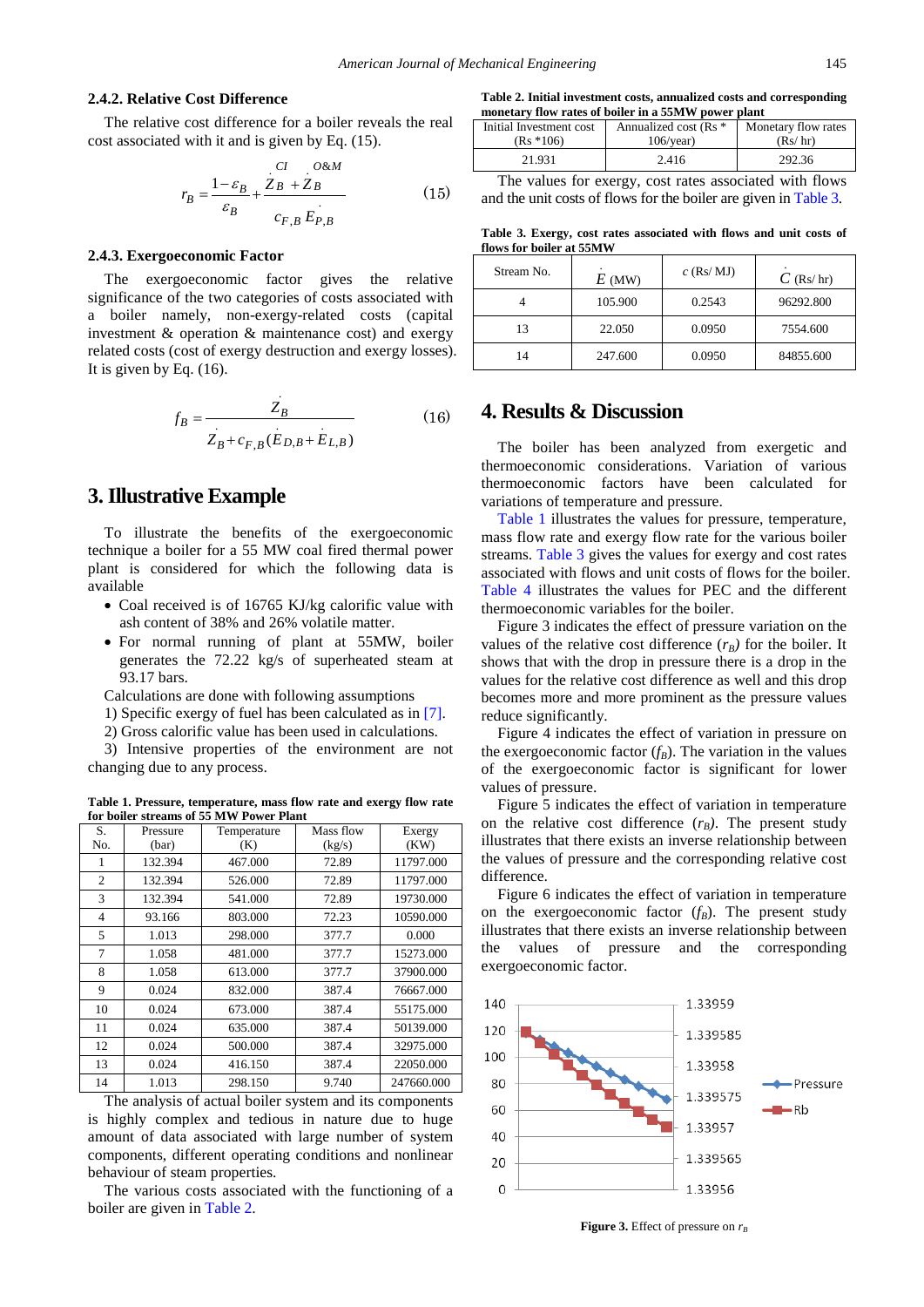### 2.4.2. Relative Cost Difference

The relative cost difference for a boiler reveals the real cost associated with it and is given by Eq. (15).

$$r_B = \frac{1-\varepsilon_B}{\varepsilon_B} + \frac{\dot{Z}_B^{CI} + \dot{Z}_B^{O\&M}}{c_{F,B}\,\dot{E}_{P,B}} \tag{15}$$

### 2.4.3. Exergoeconomic Factor

The exergoeconomic factor gives the relative significance of the two categories of costs associated with a boiler namely, non-exergy-related costs (capital investment & operation & maintenance cost) and exergy related costs (cost of exergy destruction and exergy losses). It is given by Eq. (16).

$$f_B = \frac{\dot{Z}_B}{\dot{Z}_B + c_{F,B}(\dot{E}_{D,B} + \dot{E}_{L,B})} \tag{16}$$

## 3. Illustrative Example

To illustrate the benefits of the exergoeconomic technique a boiler for a 55 MW coal fired thermal power plant is considered for which the following data is available

- Coal received is of 16765 KJ/kg calorific value with ash content of 38% and 26% volatile matter.
- For normal running of plant at 55MW, boiler generates the 72.22 kg/s of superheated steam at 93.17 bars.

Calculations are done with following assumptions

1) Specific exergy of fuel has been calculated as in [7].

2) Gross calorific value has been used in calculations.

3) Intensive properties of the environment are not changing due to any process.

**Table 1. Pressure, temperature, mass flow rate and exergy flow rate for boiler streams of 55 MW Power Plant**

| S. No. | Pressure (bar) | Temperature (K) | Mass flow (kg/s) | Exergy (KW) |
|---|---|---|---|---|
| 1 | 132.394 | 467.000 | 72.89 | 11797.000 |
| 2 | 132.394 | 526.000 | 72.89 | 11797.000 |
| 3 | 132.394 | 541.000 | 72.89 | 19730.000 |
| 4 | 93.166 | 803.000 | 72.23 | 10590.000 |
| 5 | 1.013 | 298.000 | 377.7 | 0.000 |
| 7 | 1.058 | 481.000 | 377.7 | 15273.000 |
| 8 | 1.058 | 613.000 | 377.7 | 37900.000 |
| 9 | 0.024 | 832.000 | 387.4 | 76667.000 |
| 10 | 0.024 | 673.000 | 387.4 | 55175.000 |
| 11 | 0.024 | 635.000 | 387.4 | 50139.000 |
| 12 | 0.024 | 500.000 | 387.4 | 32975.000 |
| 13 | 0.024 | 416.150 | 387.4 | 22050.000 |
| 14 | 1.013 | 298.150 | 9.740 | 247660.000 |

The analysis of actual boiler system and its components is highly complex and tedious in nature due to huge amount of data associated with large number of system components, different operating conditions and nonlinear behaviour of steam properties.

The various costs associated with the functioning of a boiler are given in Table 2.

**Table 2. Initial investment costs, annualized costs and corresponding monetary flow rates of boiler in a 55MW power plant**

| Initial Investment cost (Rs *106) | Annualized cost (Rs * 106/year) | Monetary flow rates (Rs/ hr) |
|---|---|---|
| 21.931 | 2.416 | 292.36 |

The values for exergy, cost rates associated with flows and the unit costs of flows for the boiler are given in Table 3.

**Table 3. Exergy, cost rates associated with flows and unit costs of flows for boiler at 55MW**

| Stream No. | $\dot{E}$ (MW) | $c$ (Rs/ MJ) | $\dot{C}$ (Rs/ hr) |
|---|---|---|---|
| 4 | 105.900 | 0.2543 | 96292.800 |
| 13 | 22.050 | 0.0950 | 7554.600 |
| 14 | 247.600 | 0.0950 | 84855.600 |

## 4. Results & Discussion

The boiler has been analyzed from exergetic and thermoeconomic considerations. Variation of various thermoeconomic factors have been calculated for variations of temperature and pressure.

Table 1 illustrates the values for pressure, temperature, mass flow rate and exergy flow rate for the various boiler streams. Table 3 gives the values for exergy and cost rates associated with flows and unit costs of flows for the boiler. Table 4 illustrates the values for PEC and the different thermoeconomic variables for the boiler.

Figure 3 indicates the effect of pressure variation on the values of the relative cost difference ($r_B$) for the boiler. It shows that with the drop in pressure there is a drop in the values for the relative cost difference as well and this drop becomes more and more prominent as the pressure values reduce significantly.

Figure 4 indicates the effect of variation in pressure on the exergoeconomic factor ($f_B$). The variation in the values of the exergoeconomic factor is significant for lower values of pressure.

Figure 5 indicates the effect of variation in temperature on the relative cost difference ($r_B$). The present study illustrates that there exists an inverse relationship between the values of pressure and the corresponding relative cost difference.

Figure 6 indicates the effect of variation in temperature on the exergoeconomic factor ($f_B$). The present study illustrates that there exists an inverse relationship between the values of pressure and the corresponding exergoeconomic factor.

**Figure 3.** Effect of pressure on $r_B$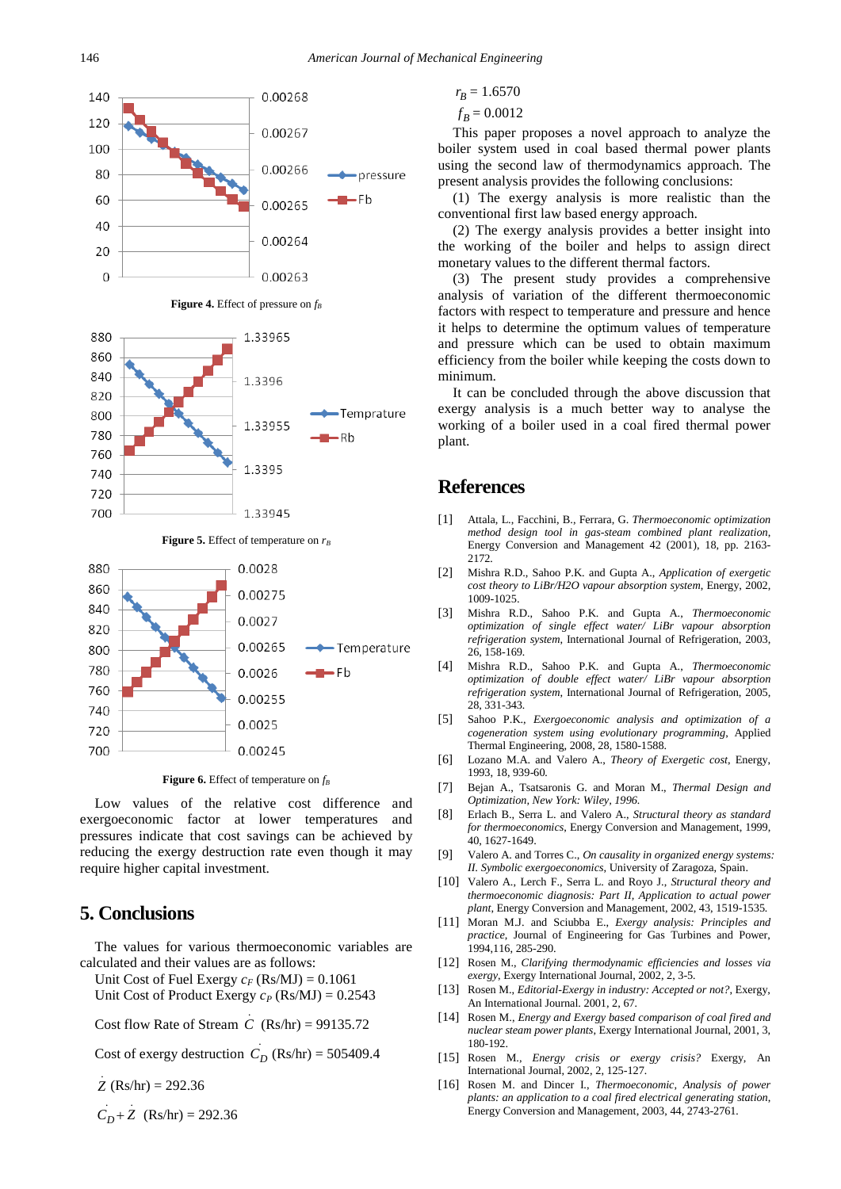140
120
100
80
60
40
20
0

0.00268
0.00267
0.00266
0.00265
0.00264
0.00263

pressure
Fb

**Figure 4.** Effect of pressure on $f_B$

880
860
840
820
800
780
760
740
720
700

1.33965
1.3396
1.33955
1.3395
1.33945

Temprature
Rb

**Figure 5.** Effect of temperature on $r_B$

880
860
840
820
800
780
760
740
720
700

0.0028
0.00275
0.0027
0.00265
0.0026
0.00255
0.0025
0.00245

Temperature
Fb

**Figure 6.** Effect of temperature on $f_B$

Low values of the relative cost difference and exergoeconomic factor at lower temperatures and pressures indicate that cost savings can be achieved by reducing the exergy destruction rate even though it may require higher capital investment.

## 5. Conclusions

The values for various thermoeconomic variables are calculated and their values are as follows:

Unit Cost of Fuel Exergy $c_F$ (Rs/MJ) = 0.1061

Unit Cost of Product Exergy $c_P$ (Rs/MJ) = 0.2543

Cost flow Rate of Stream $\dot{C}$ (Rs/hr) = 99135.72

Cost of exergy destruction $\dot{C}_D$ (Rs/hr) = 505409.4

$\dot{Z}$ (Rs/hr) = 292.36

$\dot{C}_D + \dot{Z}$ (Rs/hr) = 292.36

$r_B = 1.6570$

$f_B = 0.0012$

This paper proposes a novel approach to analyze the boiler system used in coal based thermal power plants using the second law of thermodynamics approach. The present analysis provides the following conclusions:

(1) The exergy analysis is more realistic than the conventional first law based energy approach.

(2) The exergy analysis provides a better insight into the working of the boiler and helps to assign direct monetary values to the different thermal factors.

(3) The present study provides a comprehensive analysis of variation of the different thermoeconomic factors with respect to temperature and pressure and hence it helps to determine the optimum values of temperature and pressure which can be used to obtain maximum efficiency from the boiler while keeping the costs down to minimum.

It can be concluded through the above discussion that exergy analysis is a much better way to analyse the working of a boiler used in a coal fired thermal power plant.

## References

[1] Attala, L., Facchini, B., Ferrara, G. *Thermoeconomic optimization method design tool in gas-steam combined plant realization*, Energy Conversion and Management 42 (2001), 18, pp. 2163-2172.

[2] Mishra R.D., Sahoo P.K. and Gupta A., *Application of exergetic cost theory to LiBr/H2O vapour absorption system*, Energy, 2002, 1009-1025.

[3] Mishra R.D., Sahoo P.K. and Gupta A., *Thermoeconomic optimization of single effect water/ LiBr vapour absorption refrigeration system*, International Journal of Refrigeration, 2003, 26, 158-169.

[4] Mishra R.D., Sahoo P.K. and Gupta A., *Thermoeconomic optimization of double effect water/ LiBr vapour absorption refrigeration system*, International Journal of Refrigeration, 2005, 28, 331-343.

[5] Sahoo P.K., *Exergoeconomic analysis and optimization of a cogeneration system using evolutionary programming*, Applied Thermal Engineering, 2008, 28, 1580-1588.

[6] Lozano M.A. and Valero A., *Theory of Exergetic cost*, Energy, 1993, 18, 939-60.

[7] Bejan A., Tsatsaronis G. and Moran M., *Thermal Design and Optimization, New York: Wiley, 1996.*

[8] Erlach B., Serra L. and Valero A., *Structural theory as standard for thermoeconomics*, Energy Conversion and Management, 1999, 40, 1627-1649.

[9] Valero A. and Torres C., *On causality in organized energy systems: II. Symbolic exergoeconomics*, University of Zaragoza, Spain.

[10] Valero A., Lerch F., Serra L. and Royo J., *Structural theory and thermoeconomic diagnosis: Part II, Application to actual power plant*, Energy Conversion and Management, 2002, 43, 1519-1535.

[11] Moran M.J. and Sciubba E., *Exergy analysis: Principles and practice*, Journal of Engineering for Gas Turbines and Power, 1994,116, 285-290.

[12] Rosen M., *Clarifying thermodynamic efficiencies and losses via exergy*, Exergy International Journal, 2002, 2, 3-5.

[13] Rosen M., *Editorial-Exergy in industry: Accepted or not?*, Exergy, An International Journal. 2001, 2, 67.

[14] Rosen M., *Energy and Exergy based comparison of coal fired and nuclear steam power plants*, Exergy International Journal, 2001, 3, 180-192.

[15] Rosen M., *Energy crisis or exergy crisis?* Exergy, An International Journal, 2002, 2, 125-127.

[16] Rosen M. and Dincer I., *Thermoeconomic, Analysis of power plants: an application to a coal fired electrical generating station*, Energy Conversion and Management, 2003, 44, 2743-2761.